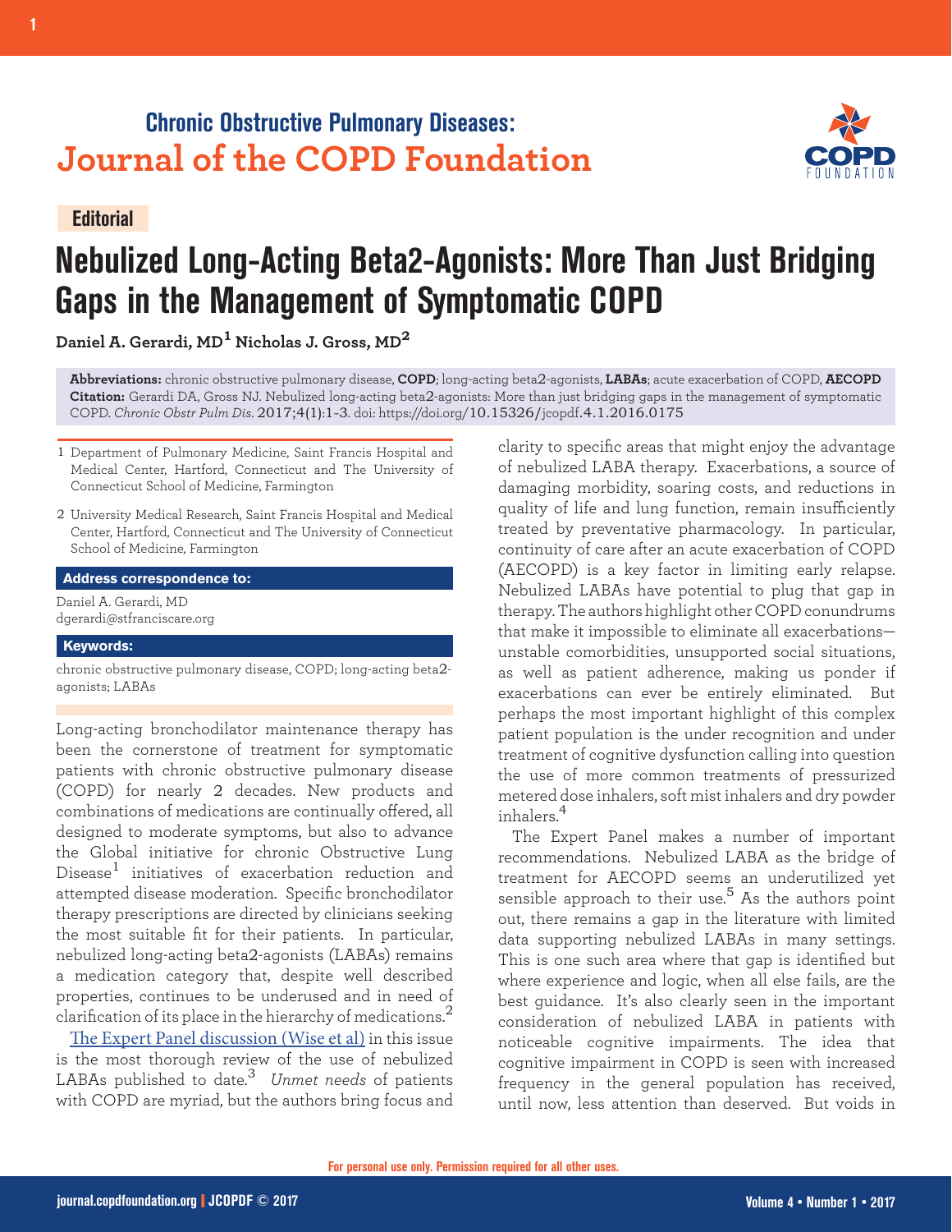**Chronic Obstructive Pulmonary Diseases:**
**Journal of the COPD Foundation**

Editorial

# Nebulized Long-Acting Beta2-Agonists: More Than Just Bridging Gaps in the Management of Symptomatic COPD

**Daniel A. Gerardi, MD[1] Nicholas J. Gross, MD[2]**

**Abbreviations:** chronic obstructive pulmonary disease, **COPD**; long-acting beta2-agonists, **LABAs**; acute exacerbation of COPD, **AECOPD**
**Citation:** Gerardi DA, Gross NJ. Nebulized long-acting beta2-agonists: More than just bridging gaps in the management of symptomatic COPD. *Chronic Obstr Pulm Dis.* 2017;4(1):1-3. doi: https://doi.org/10.15326/jcopdf.4.1.2016.0175

1 Department of Pulmonary Medicine, Saint Francis Hospital and Medical Center, Hartford, Connecticut and The University of Connecticut School of Medicine, Farmington

2 University Medical Research, Saint Francis Hospital and Medical Center, Hartford, Connecticut and The University of Connecticut School of Medicine, Farmington

**Address correspondence to:**

Daniel A. Gerardi, MD
dgerardi@stfranciscare.org

**Keywords:**

chronic obstructive pulmonary disease, COPD; long-acting beta2-agonists; LABAs

Long-acting bronchodilator maintenance therapy has been the cornerstone of treatment for symptomatic patients with chronic obstructive pulmonary disease (COPD) for nearly 2 decades. New products and combinations of medications are continually offered, all designed to moderate symptoms, but also to advance the Global initiative for chronic Obstructive Lung Disease[1] initiatives of exacerbation reduction and attempted disease moderation. Specific bronchodilator therapy prescriptions are directed by clinicians seeking the most suitable fit for their patients. In particular, nebulized long-acting beta2-agonists (LABAs) remains a medication category that, despite well described properties, continues to be underused and in need of clarification of its place in the hierarchy of medications.[2]

The Expert Panel discussion (Wise et al) in this issue is the most thorough review of the use of nebulized LABAs published to date.[3] *Unmet needs* of patients with COPD are myriad, but the authors bring focus and clarity to specific areas that might enjoy the advantage of nebulized LABA therapy. Exacerbations, a source of damaging morbidity, soaring costs, and reductions in quality of life and lung function, remain insufficiently treated by preventative pharmacology. In particular, continuity of care after an acute exacerbation of COPD (AECOPD) is a key factor in limiting early relapse. Nebulized LABAs have potential to plug that gap in therapy. The authors highlight other COPD conundrums that make it impossible to eliminate all exacerbations—unstable comorbidities, unsupported social situations, as well as patient adherence, making us ponder if exacerbations can ever be entirely eliminated. But perhaps the most important highlight of this complex patient population is the under recognition and under treatment of cognitive dysfunction calling into question the use of more common treatments of pressurized metered dose inhalers, soft mist inhalers and dry powder inhalers.[4]

The Expert Panel makes a number of important recommendations. Nebulized LABA as the bridge of treatment for AECOPD seems an underutilized yet sensible approach to their use.[5] As the authors point out, there remains a gap in the literature with limited data supporting nebulized LABAs in many settings. This is one such area where that gap is identified but where experience and logic, when all else fails, are the best guidance. It's also clearly seen in the important consideration of nebulized LABA in patients with noticeable cognitive impairments. The idea that cognitive impairment in COPD is seen with increased frequency in the general population has received, until now, less attention than deserved. But voids in

For personal use only. Permission required for all other uses.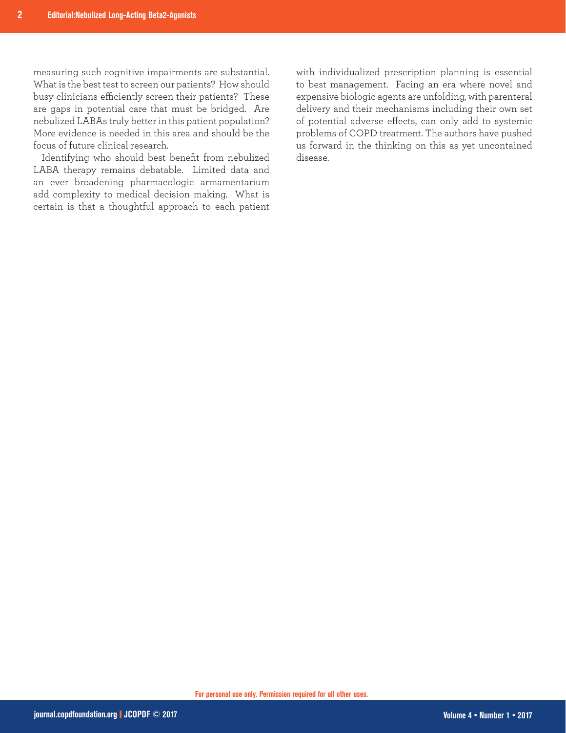measuring such cognitive impairments are substantial. What is the best test to screen our patients? How should busy clinicians efficiently screen their patients? These are gaps in potential care that must be bridged. Are nebulized LABAs truly better in this patient population? More evidence is needed in this area and should be the focus of future clinical research.

Identifying who should best benefit from nebulized LABA therapy remains debatable. Limited data and an ever broadening pharmacologic armamentarium add complexity to medical decision making. What is certain is that a thoughtful approach to each patient with individualized prescription planning is essential to best management. Facing an era where novel and expensive biologic agents are unfolding, with parenteral delivery and their mechanisms including their own set of potential adverse effects, can only add to systemic problems of COPD treatment. The authors have pushed us forward in the thinking on this as yet uncontained disease.

For personal use only. Permission required for all other uses.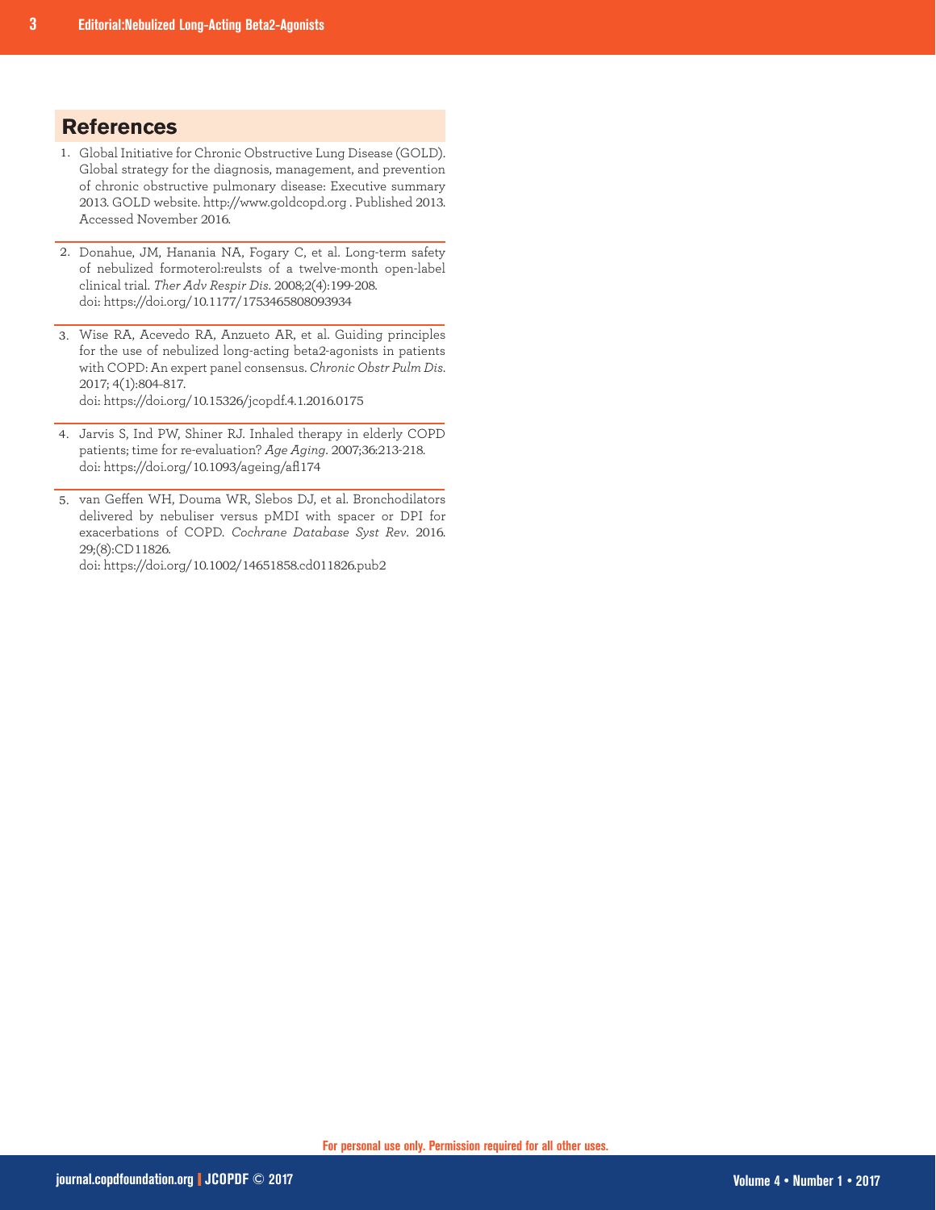## References

1. Global Initiative for Chronic Obstructive Lung Disease (GOLD). Global strategy for the diagnosis, management, and prevention of chronic obstructive pulmonary disease: Executive summary 2013. GOLD website. http://www.goldcopd.org . Published 2013. Accessed November 2016.

2. Donahue, JM, Hanania NA, Fogary C, et al. Long-term safety of nebulized formoterol:reulsts of a twelve-month open-label clinical trial. *Ther Adv Respir Dis*. 2008;2(4):199-208. doi: https://doi.org/10.1177/1753465808093934

3. Wise RA, Acevedo RA, Anzueto AR, et al. Guiding principles for the use of nebulized long-acting beta2-agonists in patients with COPD: An expert panel consensus. *Chronic Obstr Pulm Dis*. 2017; 4(1):804-817. doi: https://doi.org/10.15326/jcopdf.4.1.2016.0175

4. Jarvis S, Ind PW, Shiner RJ. Inhaled therapy in elderly COPD patients; time for re-evaluation? *Age Aging*. 2007;36:213-218. doi: https://doi.org/10.1093/ageing/afl174

5. van Geffen WH, Douma WR, Slebos DJ, et al. Bronchodilators delivered by nebuliser versus pMDI with spacer or DPI for exacerbations of COPD. *Cochrane Database Syst Rev*. 2016. 29;(8):CD11826. doi: https://doi.org/10.1002/14651858.cd011826.pub2

For personal use only. Permission required for all other uses.